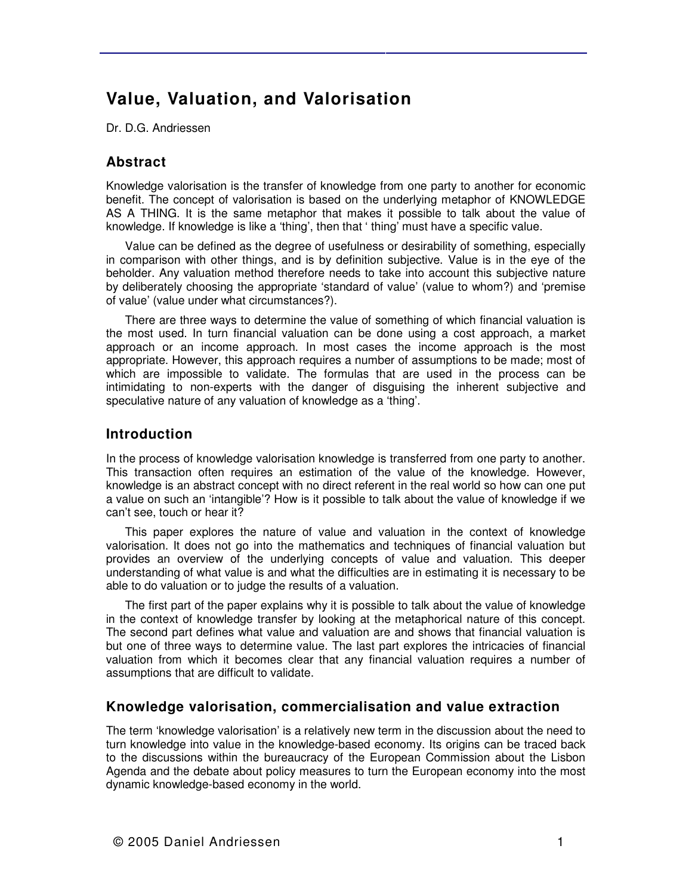# Value, Valuation, and Valorisation

Dr. D.G. Andriessen

## Abstract

Knowledge valorisation is the transfer of knowledge from one party to another for economic benefit. The concept of valorisation is based on the underlying metaphor of KNOWLEDGE AS A THING. It is the same metaphor that makes it possible to talk about the value of knowledge. If knowledge is like a 'thing', then that ' thing' must have a specific value.

Value can be defined as the degree of usefulness or desirability of something, especially in comparison with other things, and is by definition subjective. Value is in the eye of the beholder. Any valuation method therefore needs to take into account this subjective nature by deliberately choosing the appropriate 'standard of value' (value to whom?) and 'premise of value' (value under what circumstances?).

There are three ways to determine the value of something of which financial valuation is the most used. In turn financial valuation can be done using a cost approach, a market approach or an income approach. In most cases the income approach is the most appropriate. However, this approach requires a number of assumptions to be made; most of which are impossible to validate. The formulas that are used in the process can be intimidating to non-experts with the danger of disguising the inherent subjective and speculative nature of any valuation of knowledge as a 'thing'.

## Introduction

In the process of knowledge valorisation knowledge is transferred from one party to another. This transaction often requires an estimation of the value of the knowledge. However, knowledge is an abstract concept with no direct referent in the real world so how can one put a value on such an 'intangible'? How is it possible to talk about the value of knowledge if we can't see, touch or hear it?

This paper explores the nature of value and valuation in the context of knowledge valorisation. It does not go into the mathematics and techniques of financial valuation but provides an overview of the underlying concepts of value and valuation. This deeper understanding of what value is and what the difficulties are in estimating it is necessary to be able to do valuation or to judge the results of a valuation.

The first part of the paper explains why it is possible to talk about the value of knowledge in the context of knowledge transfer by looking at the metaphorical nature of this concept. The second part defines what value and valuation are and shows that financial valuation is but one of three ways to determine value. The last part explores the intricacies of financial valuation from which it becomes clear that any financial valuation requires a number of assumptions that are difficult to validate.

## Knowledge valorisation, commercialisation and value extraction

The term 'knowledge valorisation' is a relatively new term in the discussion about the need to turn knowledge into value in the knowledge-based economy. Its origins can be traced back to the discussions within the bureaucracy of the European Commission about the Lisbon Agenda and the debate about policy measures to turn the European economy into the most dynamic knowledge-based economy in the world.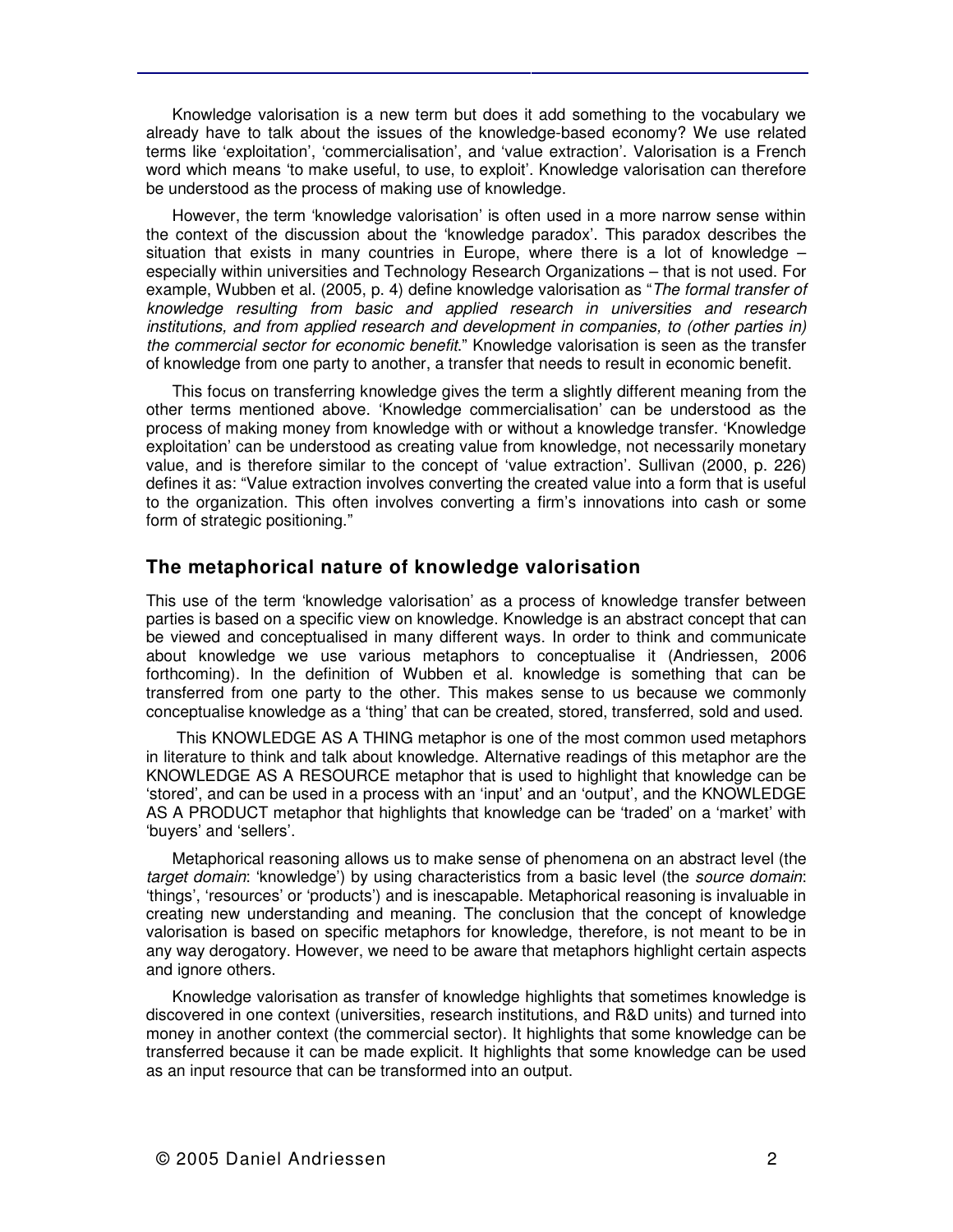Knowledge valorisation is a new term but does it add something to the vocabulary we already have to talk about the issues of the knowledge-based economy? We use related terms like 'exploitation', 'commercialisation', and 'value extraction'. Valorisation is a French word which means 'to make useful, to use, to exploit'. Knowledge valorisation can therefore be understood as the process of making use of knowledge.

However, the term 'knowledge valorisation' is often used in a more narrow sense within the context of the discussion about the 'knowledge paradox'. This paradox describes the situation that exists in many countries in Europe, where there is a lot of knowledge – especially within universities and Technology Research Organizations – that is not used. For example, Wubben et al. (2005, p. 4) define knowledge valorisation as "*The formal transfer of knowledge resulting from basic and applied research in universities and research institutions, and from applied research and development in companies, to (other parties in) the commercial sector for economic benefit*." Knowledge valorisation is seen as the transfer of knowledge from one party to another, a transfer that needs to result in economic benefit.

This focus on transferring knowledge gives the term a slightly different meaning from the other terms mentioned above. 'Knowledge commercialisation' can be understood as the process of making money from knowledge with or without a knowledge transfer. 'Knowledge exploitation' can be understood as creating value from knowledge, not necessarily monetary value, and is therefore similar to the concept of 'value extraction'. Sullivan (2000, p. 226) defines it as: "Value extraction involves converting the created value into a form that is useful to the organization. This often involves converting a firm's innovations into cash or some form of strategic positioning."

## The metaphorical nature of knowledge valorisation

This use of the term 'knowledge valorisation' as a process of knowledge transfer between parties is based on a specific view on knowledge. Knowledge is an abstract concept that can be viewed and conceptualised in many different ways. In order to think and communicate about knowledge we use various metaphors to conceptualise it (Andriessen, 2006 forthcoming). In the definition of Wubben et al. knowledge is something that can be transferred from one party to the other. This makes sense to us because we commonly conceptualise knowledge as a 'thing' that can be created, stored, transferred, sold and used.

This KNOWLEDGE AS A THING metaphor is one of the most common used metaphors in literature to think and talk about knowledge. Alternative readings of this metaphor are the KNOWLEDGE AS A RESOURCE metaphor that is used to highlight that knowledge can be 'stored', and can be used in a process with an 'input' and an 'output', and the KNOWLEDGE AS A PRODUCT metaphor that highlights that knowledge can be 'traded' on a 'market' with 'buyers' and 'sellers'.

Metaphorical reasoning allows us to make sense of phenomena on an abstract level (the *target domain*: 'knowledge') by using characteristics from a basic level (the *source domain*: 'things', 'resources' or 'products') and is inescapable. Metaphorical reasoning is invaluable in creating new understanding and meaning. The conclusion that the concept of knowledge valorisation is based on specific metaphors for knowledge, therefore, is not meant to be in any way derogatory. However, we need to be aware that metaphors highlight certain aspects and ignore others.

Knowledge valorisation as transfer of knowledge highlights that sometimes knowledge is discovered in one context (universities, research institutions, and R&D units) and turned into money in another context (the commercial sector). It highlights that some knowledge can be transferred because it can be made explicit. It highlights that some knowledge can be used as an input resource that can be transformed into an output.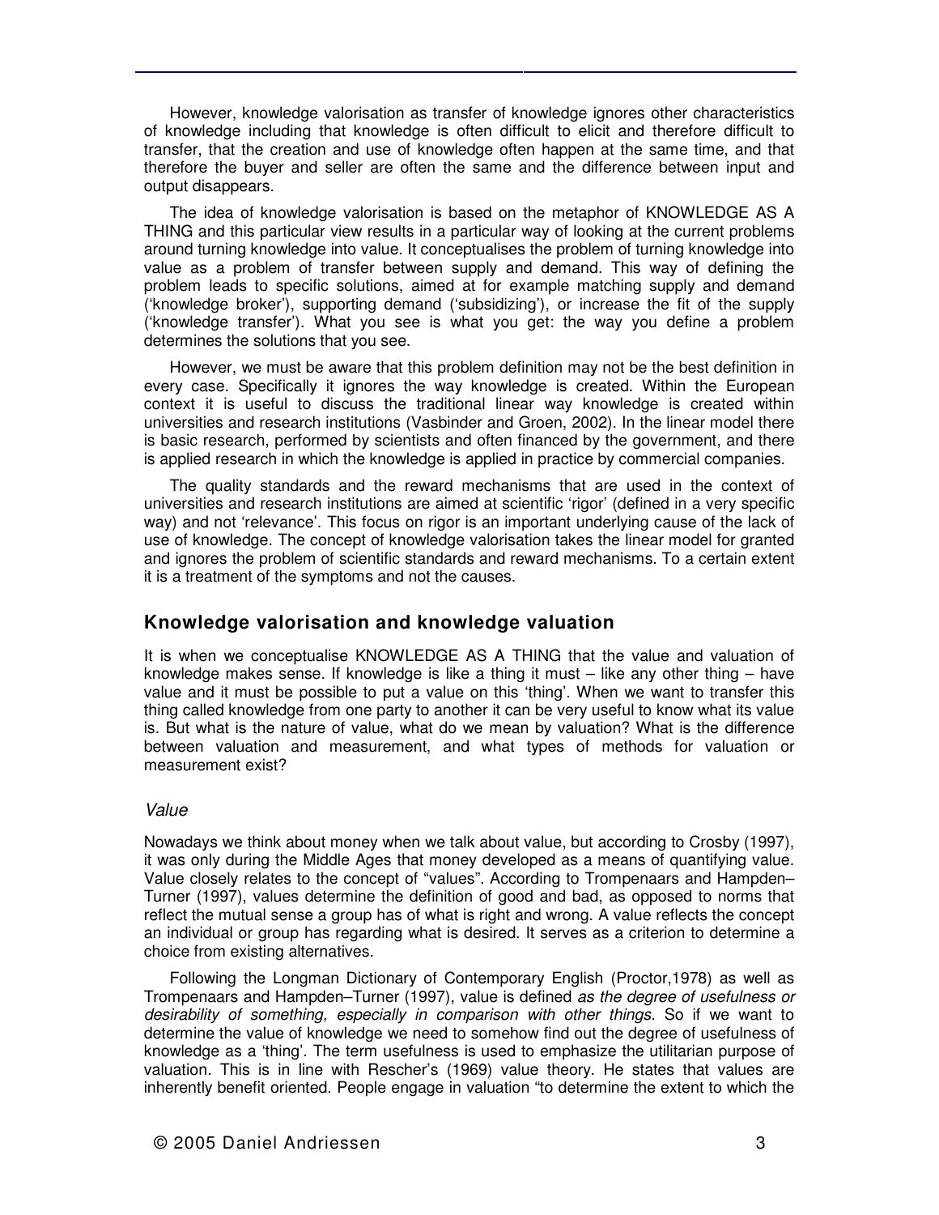However, knowledge valorisation as transfer of knowledge ignores other characteristics of knowledge including that knowledge is often difficult to elicit and therefore difficult to transfer, that the creation and use of knowledge often happen at the same time, and that therefore the buyer and seller are often the same and the difference between input and output disappears.

The idea of knowledge valorisation is based on the metaphor of KNOWLEDGE AS A THING and this particular view results in a particular way of looking at the current problems around turning knowledge into value. It conceptualises the problem of turning knowledge into value as a problem of transfer between supply and demand. This way of defining the problem leads to specific solutions, aimed at for example matching supply and demand ('knowledge broker'), supporting demand ('subsidizing'), or increase the fit of the supply ('knowledge transfer'). What you see is what you get: the way you define a problem determines the solutions that you see.

However, we must be aware that this problem definition may not be the best definition in every case. Specifically it ignores the way knowledge is created. Within the European context it is useful to discuss the traditional linear way knowledge is created within universities and research institutions (Vasbinder and Groen, 2002). In the linear model there is basic research, performed by scientists and often financed by the government, and there is applied research in which the knowledge is applied in practice by commercial companies.

The quality standards and the reward mechanisms that are used in the context of universities and research institutions are aimed at scientific 'rigor' (defined in a very specific way) and not 'relevance'. This focus on rigor is an important underlying cause of the lack of use of knowledge. The concept of knowledge valorisation takes the linear model for granted and ignores the problem of scientific standards and reward mechanisms. To a certain extent it is a treatment of the symptoms and not the causes.

## Knowledge valorisation and knowledge valuation

It is when we conceptualise KNOWLEDGE AS A THING that the value and valuation of knowledge makes sense. If knowledge is like a thing it must – like any other thing – have value and it must be possible to put a value on this 'thing'. When we want to transfer this thing called knowledge from one party to another it can be very useful to know what its value is. But what is the nature of value, what do we mean by valuation? What is the difference between valuation and measurement, and what types of methods for valuation or measurement exist?

### *Value*

Nowadays we think about money when we talk about value, but according to Crosby (1997), it was only during the Middle Ages that money developed as a means of quantifying value. Value closely relates to the concept of "values". According to Trompenaars and Hampden–Turner (1997), values determine the definition of good and bad, as opposed to norms that reflect the mutual sense a group has of what is right and wrong. A value reflects the concept an individual or group has regarding what is desired. It serves as a criterion to determine a choice from existing alternatives.

Following the Longman Dictionary of Contemporary English (Proctor,1978) as well as Trompenaars and Hampden–Turner (1997), value is defined *as the degree of usefulness or desirability of something, especially in comparison with other things*. So if we want to determine the value of knowledge we need to somehow find out the degree of usefulness of knowledge as a 'thing'. The term usefulness is used to emphasize the utilitarian purpose of valuation. This is in line with Rescher's (1969) value theory. He states that values are inherently benefit oriented. People engage in valuation "to determine the extent to which the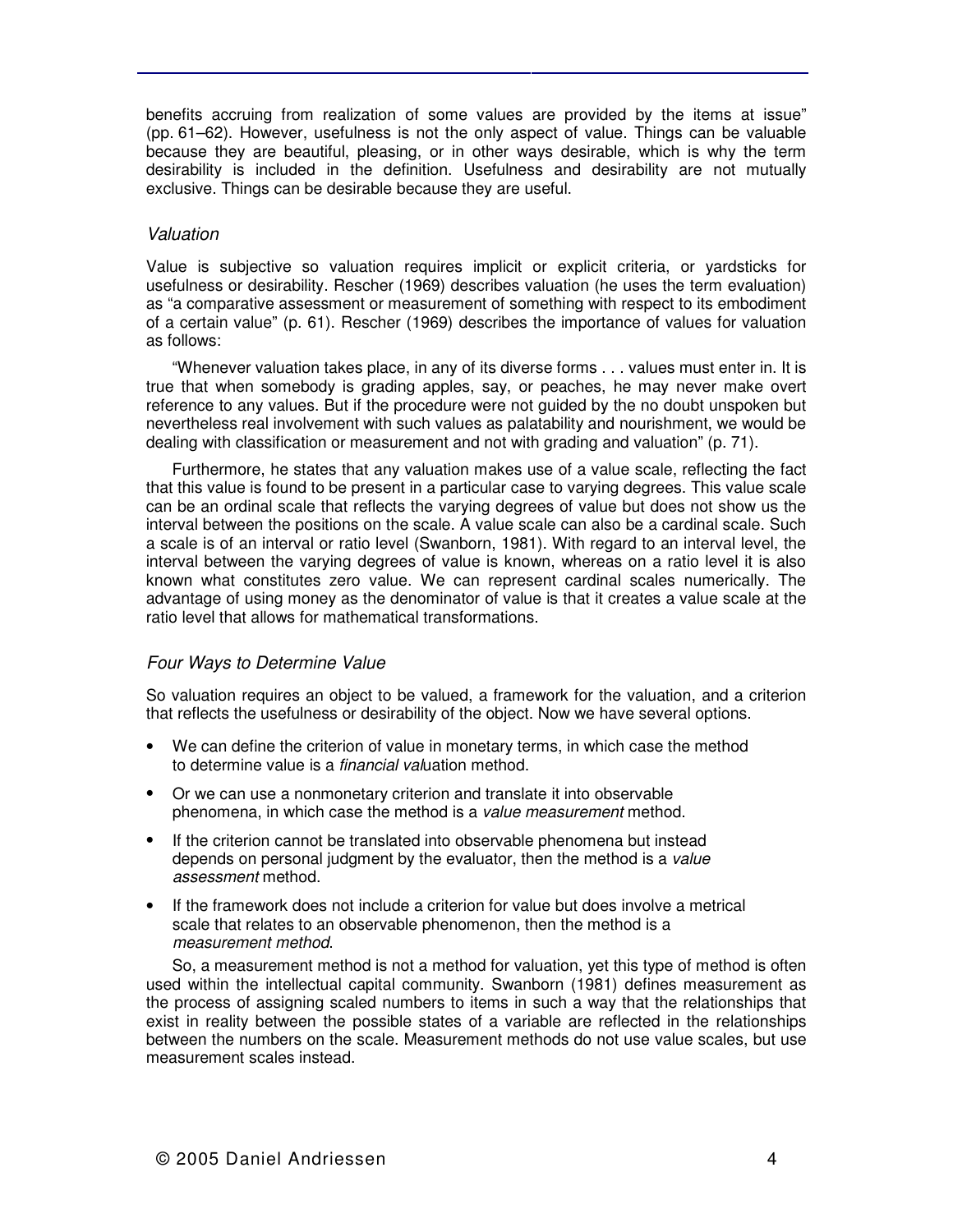benefits accruing from realization of some values are provided by the items at issue" (pp. 61–62). However, usefulness is not the only aspect of value. Things can be valuable because they are beautiful, pleasing, or in other ways desirable, which is why the term desirability is included in the definition. Usefulness and desirability are not mutually exclusive. Things can be desirable because they are useful.

### *Valuation*

Value is subjective so valuation requires implicit or explicit criteria, or yardsticks for usefulness or desirability. Rescher (1969) describes valuation (he uses the term evaluation) as "a comparative assessment or measurement of something with respect to its embodiment of a certain value" (p. 61). Rescher (1969) describes the importance of values for valuation as follows:

"Whenever valuation takes place, in any of its diverse forms . . . values must enter in. It is true that when somebody is grading apples, say, or peaches, he may never make overt reference to any values. But if the procedure were not guided by the no doubt unspoken but nevertheless real involvement with such values as palatability and nourishment, we would be dealing with classification or measurement and not with grading and valuation" (p. 71).

Furthermore, he states that any valuation makes use of a value scale, reflecting the fact that this value is found to be present in a particular case to varying degrees. This value scale can be an ordinal scale that reflects the varying degrees of value but does not show us the interval between the positions on the scale. A value scale can also be a cardinal scale. Such a scale is of an interval or ratio level (Swanborn, 1981). With regard to an interval level, the interval between the varying degrees of value is known, whereas on a ratio level it is also known what constitutes zero value. We can represent cardinal scales numerically. The advantage of using money as the denominator of value is that it creates a value scale at the ratio level that allows for mathematical transformations.

### *Four Ways to Determine Value*

So valuation requires an object to be valued, a framework for the valuation, and a criterion that reflects the usefulness or desirability of the object. Now we have several options.

- We can define the criterion of value in monetary terms, in which case the method to determine value is a *financial val*uation method.
- Or we can use a nonmonetary criterion and translate it into observable phenomena, in which case the method is a *value measurement* method.
- If the criterion cannot be translated into observable phenomena but instead depends on personal judgment by the evaluator, then the method is a *value assessment* method.
- If the framework does not include a criterion for value but does involve a metrical scale that relates to an observable phenomenon, then the method is a *measurement method*.

So, a measurement method is not a method for valuation, yet this type of method is often used within the intellectual capital community. Swanborn (1981) defines measurement as the process of assigning scaled numbers to items in such a way that the relationships that exist in reality between the possible states of a variable are reflected in the relationships between the numbers on the scale. Measurement methods do not use value scales, but use measurement scales instead.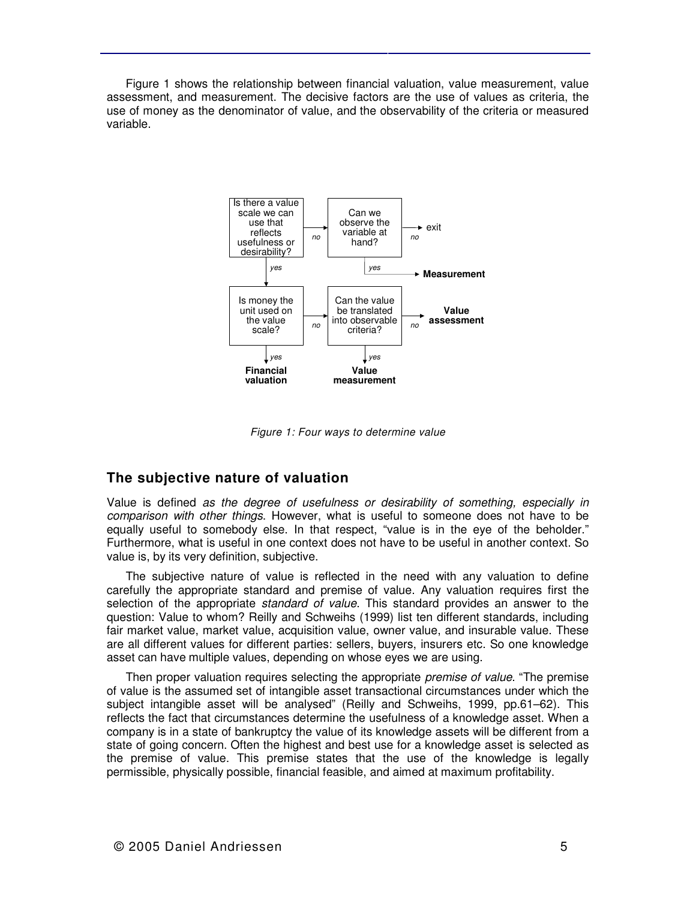Figure 1 shows the relationship between financial valuation, value measurement, value assessment, and measurement. The decisive factors are the use of values as criteria, the use of money as the denominator of value, and the observability of the criteria or measured variable.

*Figure 1: Four ways to determine value*

## The subjective nature of valuation

Value is defined *as the degree of usefulness or desirability of something, especially in comparison with other things*. However, what is useful to someone does not have to be equally useful to somebody else. In that respect, "value is in the eye of the beholder." Furthermore, what is useful in one context does not have to be useful in another context. So value is, by its very definition, subjective.

The subjective nature of value is reflected in the need with any valuation to define carefully the appropriate standard and premise of value. Any valuation requires first the selection of the appropriate *standard of value*. This standard provides an answer to the question: Value to whom? Reilly and Schweihs (1999) list ten different standards, including fair market value, market value, acquisition value, owner value, and insurable value. These are all different values for different parties: sellers, buyers, insurers etc. So one knowledge asset can have multiple values, depending on whose eyes we are using.

Then proper valuation requires selecting the appropriate *premise of value*. "The premise of value is the assumed set of intangible asset transactional circumstances under which the subject intangible asset will be analysed" (Reilly and Schweihs, 1999, pp.61–62). This reflects the fact that circumstances determine the usefulness of a knowledge asset. When a company is in a state of bankruptcy the value of its knowledge assets will be different from a state of going concern. Often the highest and best use for a knowledge asset is selected as the premise of value. This premise states that the use of the knowledge is legally permissible, physically possible, financial feasible, and aimed at maximum profitability.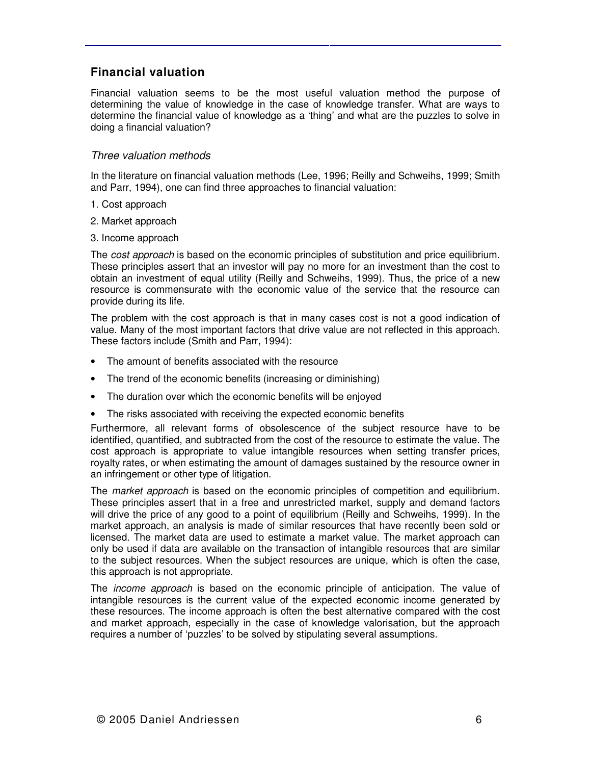## Financial valuation

Financial valuation seems to be the most useful valuation method the purpose of determining the value of knowledge in the case of knowledge transfer. What are ways to determine the financial value of knowledge as a 'thing' and what are the puzzles to solve in doing a financial valuation?

### *Three valuation methods*

In the literature on financial valuation methods (Lee, 1996; Reilly and Schweihs, 1999; Smith and Parr, 1994), one can find three approaches to financial valuation:

1. Cost approach
2. Market approach
3. Income approach

The *cost approach* is based on the economic principles of substitution and price equilibrium. These principles assert that an investor will pay no more for an investment than the cost to obtain an investment of equal utility (Reilly and Schweihs, 1999). Thus, the price of a new resource is commensurate with the economic value of the service that the resource can provide during its life.

The problem with the cost approach is that in many cases cost is not a good indication of value. Many of the most important factors that drive value are not reflected in this approach. These factors include (Smith and Parr, 1994):

- The amount of benefits associated with the resource
- The trend of the economic benefits (increasing or diminishing)
- The duration over which the economic benefits will be enjoyed
- The risks associated with receiving the expected economic benefits

Furthermore, all relevant forms of obsolescence of the subject resource have to be identified, quantified, and subtracted from the cost of the resource to estimate the value. The cost approach is appropriate to value intangible resources when setting transfer prices, royalty rates, or when estimating the amount of damages sustained by the resource owner in an infringement or other type of litigation.

The *market approach* is based on the economic principles of competition and equilibrium. These principles assert that in a free and unrestricted market, supply and demand factors will drive the price of any good to a point of equilibrium (Reilly and Schweihs, 1999). In the market approach, an analysis is made of similar resources that have recently been sold or licensed. The market data are used to estimate a market value. The market approach can only be used if data are available on the transaction of intangible resources that are similar to the subject resources. When the subject resources are unique, which is often the case, this approach is not appropriate.

The *income approach* is based on the economic principle of anticipation. The value of intangible resources is the current value of the expected economic income generated by these resources. The income approach is often the best alternative compared with the cost and market approach, especially in the case of knowledge valorisation, but the approach requires a number of 'puzzles' to be solved by stipulating several assumptions.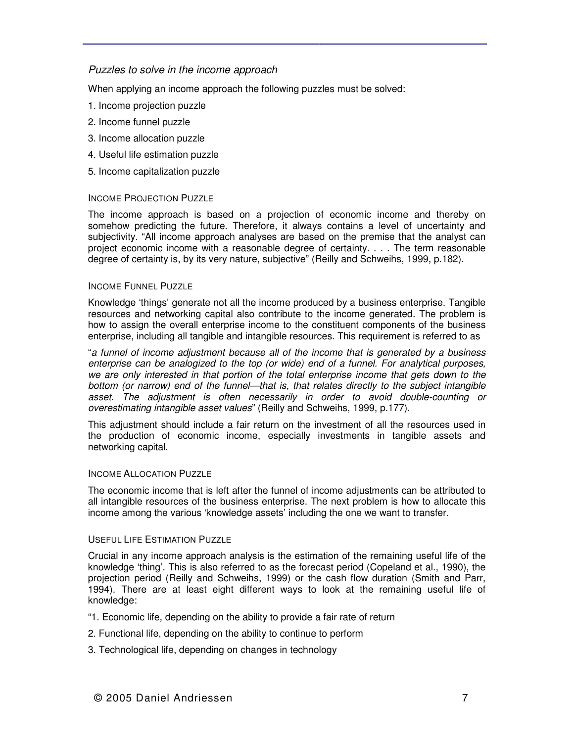### *Puzzles to solve in the income approach*

When applying an income approach the following puzzles must be solved:

1. Income projection puzzle
2. Income funnel puzzle
3. Income allocation puzzle
4. Useful life estimation puzzle
5. Income capitalization puzzle

#### INCOME PROJECTION PUZZLE

The income approach is based on a projection of economic income and thereby on somehow predicting the future. Therefore, it always contains a level of uncertainty and subjectivity. "All income approach analyses are based on the premise that the analyst can project economic income with a reasonable degree of certainty. . . . The term reasonable degree of certainty is, by its very nature, subjective" (Reilly and Schweihs, 1999, p.182).

#### INCOME FUNNEL PUZZLE

Knowledge 'things' generate not all the income produced by a business enterprise. Tangible resources and networking capital also contribute to the income generated. The problem is how to assign the overall enterprise income to the constituent components of the business enterprise, including all tangible and intangible resources. This requirement is referred to as

"*a funnel of income adjustment because all of the income that is generated by a business enterprise can be analogized to the top (or wide) end of a funnel. For analytical purposes, we are only interested in that portion of the total enterprise income that gets down to the bottom (or narrow) end of the funnel—that is, that relates directly to the subject intangible asset. The adjustment is often necessarily in order to avoid double-counting or overestimating intangible asset values*" (Reilly and Schweihs, 1999, p.177).

This adjustment should include a fair return on the investment of all the resources used in the production of economic income, especially investments in tangible assets and networking capital.

#### INCOME ALLOCATION PUZZLE

The economic income that is left after the funnel of income adjustments can be attributed to all intangible resources of the business enterprise. The next problem is how to allocate this income among the various 'knowledge assets' including the one we want to transfer.

#### USEFUL LIFE ESTIMATION PUZZLE

Crucial in any income approach analysis is the estimation of the remaining useful life of the knowledge 'thing'. This is also referred to as the forecast period (Copeland et al., 1990), the projection period (Reilly and Schweihs, 1999) or the cash flow duration (Smith and Parr, 1994). There are at least eight different ways to look at the remaining useful life of knowledge:

"1. Economic life, depending on the ability to provide a fair rate of return

2. Functional life, depending on the ability to continue to perform

3. Technological life, depending on changes in technology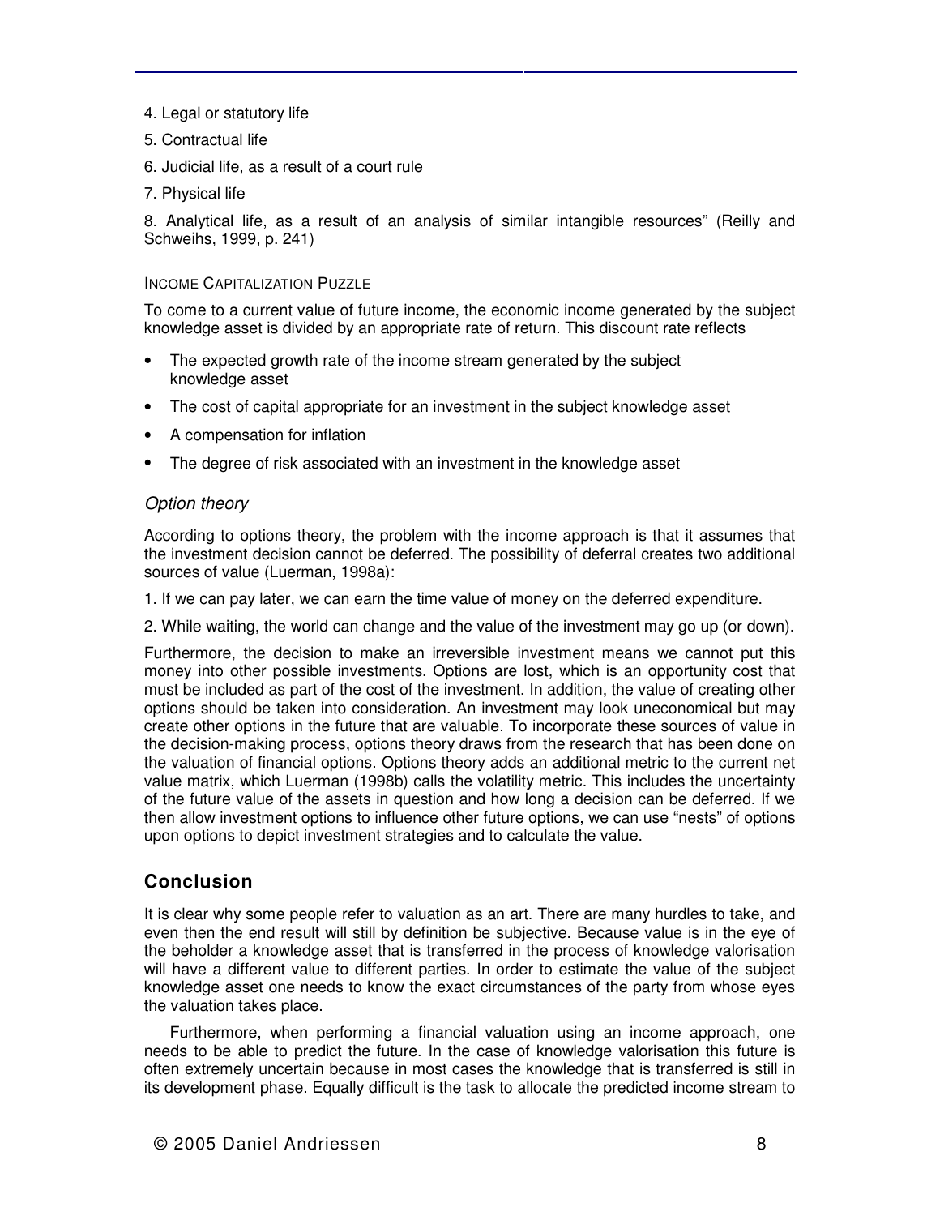4. Legal or statutory life

5. Contractual life

6. Judicial life, as a result of a court rule

7. Physical life

8. Analytical life, as a result of an analysis of similar intangible resources" (Reilly and Schweihs, 1999, p. 241)

INCOME CAPITALIZATION PUZZLE

To come to a current value of future income, the economic income generated by the subject knowledge asset is divided by an appropriate rate of return. This discount rate reflects

- The expected growth rate of the income stream generated by the subject knowledge asset
- The cost of capital appropriate for an investment in the subject knowledge asset
- A compensation for inflation
- The degree of risk associated with an investment in the knowledge asset

*Option theory*

According to options theory, the problem with the income approach is that it assumes that the investment decision cannot be deferred. The possibility of deferral creates two additional sources of value (Luerman, 1998a):

1. If we can pay later, we can earn the time value of money on the deferred expenditure.

2. While waiting, the world can change and the value of the investment may go up (or down).

Furthermore, the decision to make an irreversible investment means we cannot put this money into other possible investments. Options are lost, which is an opportunity cost that must be included as part of the cost of the investment. In addition, the value of creating other options should be taken into consideration. An investment may look uneconomical but may create other options in the future that are valuable. To incorporate these sources of value in the decision-making process, options theory draws from the research that has been done on the valuation of financial options. Options theory adds an additional metric to the current net value matrix, which Luerman (1998b) calls the volatility metric. This includes the uncertainty of the future value of the assets in question and how long a decision can be deferred. If we then allow investment options to influence other future options, we can use "nests" of options upon options to depict investment strategies and to calculate the value.

## Conclusion

It is clear why some people refer to valuation as an art. There are many hurdles to take, and even then the end result will still by definition be subjective. Because value is in the eye of the beholder a knowledge asset that is transferred in the process of knowledge valorisation will have a different value to different parties. In order to estimate the value of the subject knowledge asset one needs to know the exact circumstances of the party from whose eyes the valuation takes place.

Furthermore, when performing a financial valuation using an income approach, one needs to be able to predict the future. In the case of knowledge valorisation this future is often extremely uncertain because in most cases the knowledge that is transferred is still in its development phase. Equally difficult is the task to allocate the predicted income stream to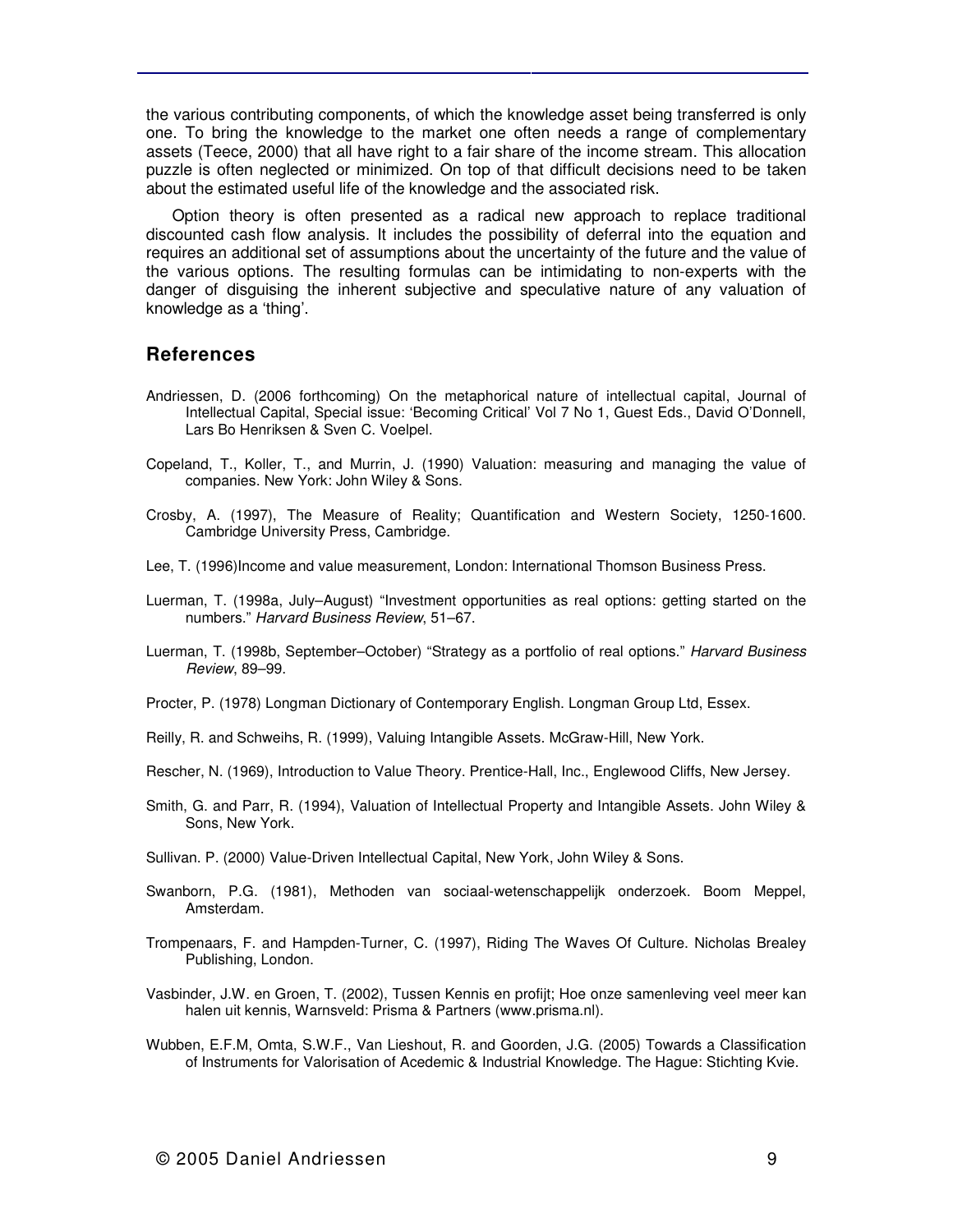the various contributing components, of which the knowledge asset being transferred is only one. To bring the knowledge to the market one often needs a range of complementary assets (Teece, 2000) that all have right to a fair share of the income stream. This allocation puzzle is often neglected or minimized. On top of that difficult decisions need to be taken about the estimated useful life of the knowledge and the associated risk.

Option theory is often presented as a radical new approach to replace traditional discounted cash flow analysis. It includes the possibility of deferral into the equation and requires an additional set of assumptions about the uncertainty of the future and the value of the various options. The resulting formulas can be intimidating to non-experts with the danger of disguising the inherent subjective and speculative nature of any valuation of knowledge as a 'thing'.

## References

Andriessen, D. (2006 forthcoming) On the metaphorical nature of intellectual capital, Journal of Intellectual Capital, Special issue: 'Becoming Critical' Vol 7 No 1, Guest Eds., David O'Donnell, Lars Bo Henriksen & Sven C. Voelpel.

Copeland, T., Koller, T., and Murrin, J. (1990) Valuation: measuring and managing the value of companies. New York: John Wiley & Sons.

Crosby, A. (1997), The Measure of Reality; Quantification and Western Society, 1250-1600. Cambridge University Press, Cambridge.

Lee, T. (1996)Income and value measurement, London: International Thomson Business Press.

Luerman, T. (1998a, July–August) "Investment opportunities as real options: getting started on the numbers." *Harvard Business Review*, 51–67.

Luerman, T. (1998b, September–October) "Strategy as a portfolio of real options." *Harvard Business Review*, 89–99.

Procter, P. (1978) Longman Dictionary of Contemporary English. Longman Group Ltd, Essex.

Reilly, R. and Schweihs, R. (1999), Valuing Intangible Assets. McGraw-Hill, New York.

Rescher, N. (1969), Introduction to Value Theory. Prentice-Hall, Inc., Englewood Cliffs, New Jersey.

Smith, G. and Parr, R. (1994), Valuation of Intellectual Property and Intangible Assets. John Wiley & Sons, New York.

Sullivan. P. (2000) Value-Driven Intellectual Capital, New York, John Wiley & Sons.

Swanborn, P.G. (1981), Methoden van sociaal-wetenschappelijk onderzoek. Boom Meppel, Amsterdam.

Trompenaars, F. and Hampden-Turner, C. (1997), Riding The Waves Of Culture. Nicholas Brealey Publishing, London.

Vasbinder, J.W. en Groen, T. (2002), Tussen Kennis en profijt; Hoe onze samenleving veel meer kan halen uit kennis, Warnsveld: Prisma & Partners (www.prisma.nl).

Wubben, E.F.M, Omta, S.W.F., Van Lieshout, R. and Goorden, J.G. (2005) Towards a Classification of Instruments for Valorisation of Acedemic & Industrial Knowledge. The Hague: Stichting Kvie.

© 2005 Daniel Andriessen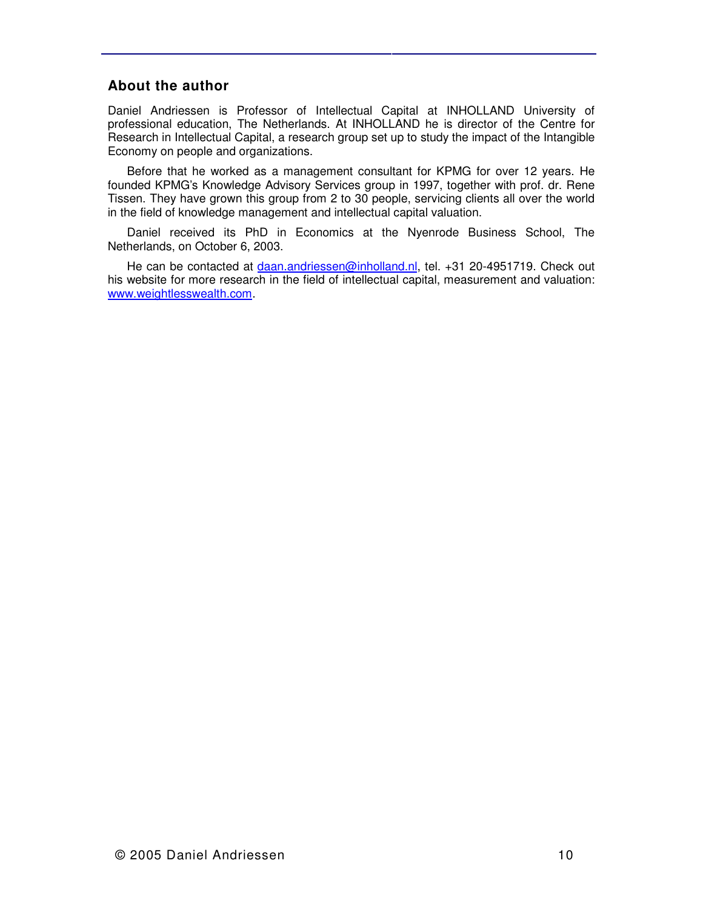## About the author

Daniel Andriessen is Professor of Intellectual Capital at INHOLLAND University of professional education, The Netherlands. At INHOLLAND he is director of the Centre for Research in Intellectual Capital, a research group set up to study the impact of the Intangible Economy on people and organizations.

Before that he worked as a management consultant for KPMG for over 12 years. He founded KPMG's Knowledge Advisory Services group in 1997, together with prof. dr. Rene Tissen. They have grown this group from 2 to 30 people, servicing clients all over the world in the field of knowledge management and intellectual capital valuation.

Daniel received its PhD in Economics at the Nyenrode Business School, The Netherlands, on October 6, 2003.

He can be contacted at daan.andriessen@inholland.nl, tel. +31 20-4951719. Check out his website for more research in the field of intellectual capital, measurement and valuation: www.weightlesswealth.com.